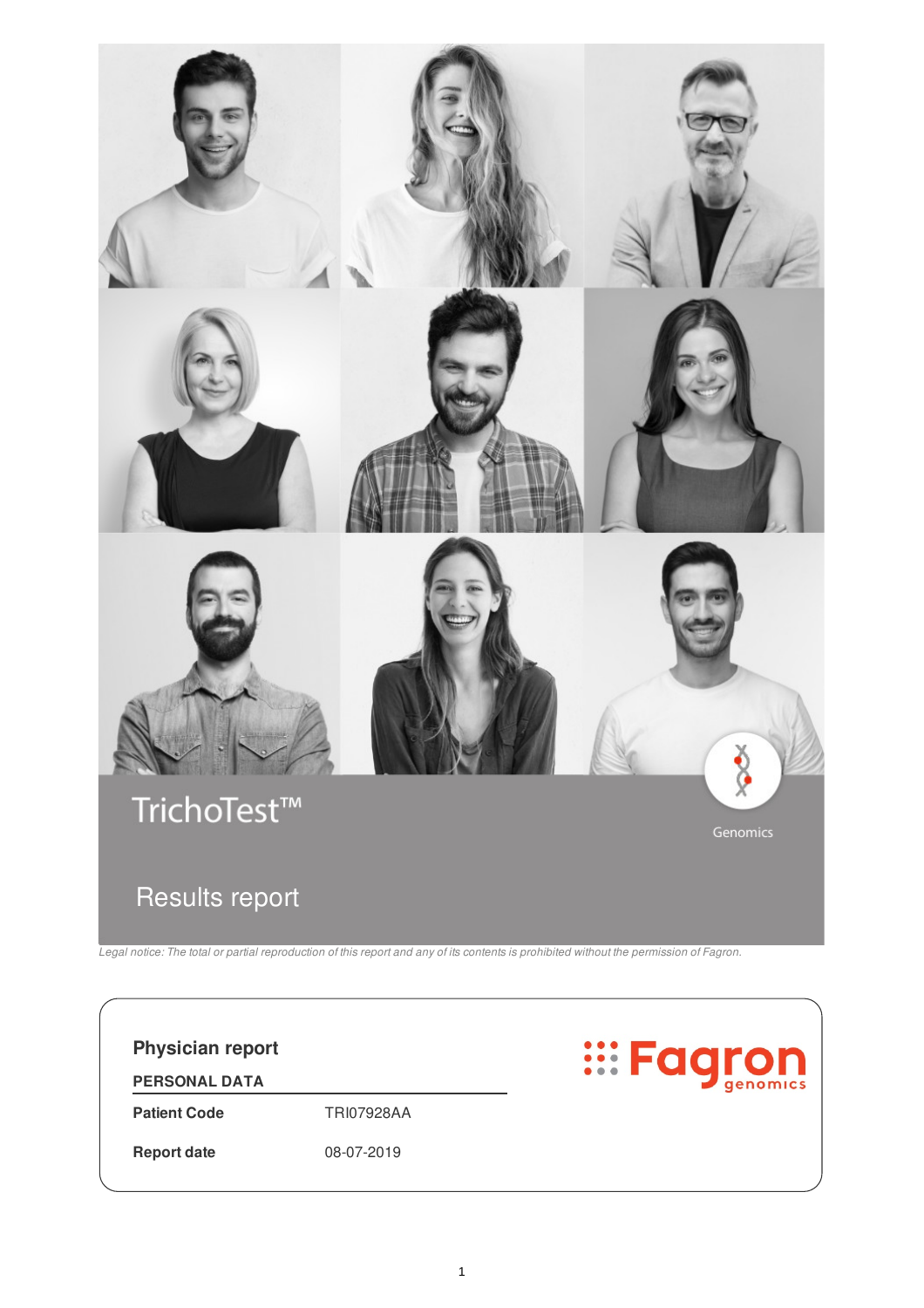# TrichoTest™

Genomics

## Results report

*Legal notice: The total or partial reproduction of this report and any of its contents is prohibited without the permission of Fagron.*

**Physician report**

Fagron genomics

**PERSONAL DATA**

| | |
|---|---|
| **Patient Code** | TRI07928AA |
| **Report date** | 08-07-2019 |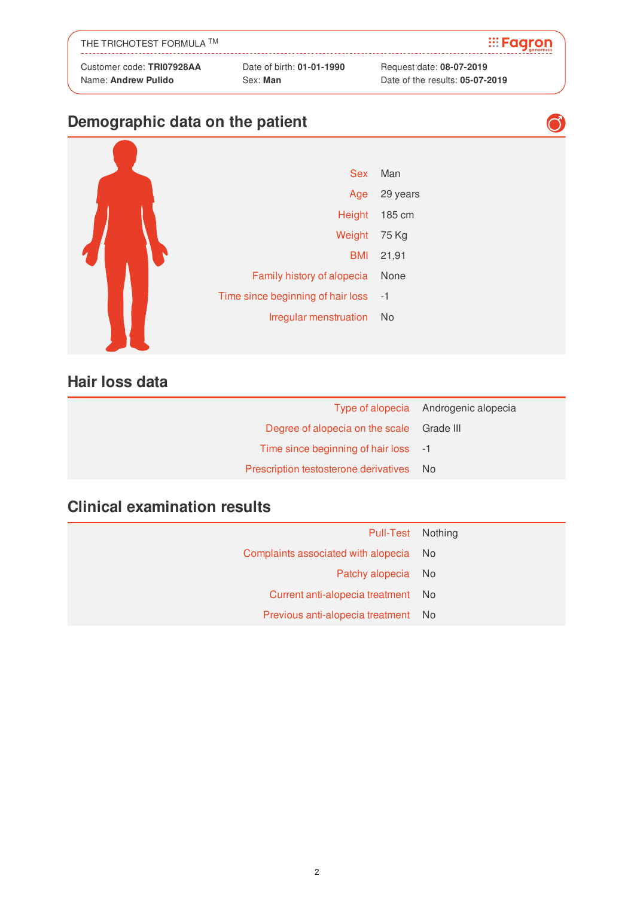THE TRICHOTEST FORMULA TM

Customer code: **TRI07928AA**
Name: **Andrew Pulido**

Date of birth: **01-01-1990**
Sex: **Man**

Request date: **08-07-2019**
Date of the results: **05-07-2019**

## Demographic data on the patient

| | |
|---|---|
| Sex | Man |
| Age | 29 years |
| Height | 185 cm |
| Weight | 75 Kg |
| BMI | 21,91 |
| Family history of alopecia | None |
| Time since beginning of hair loss | -1 |
| Irregular menstruation | No |

## Hair loss data

| | |
|---|---|
| Type of alopecia | Androgenic alopecia |
| Degree of alopecia on the scale | Grade III |
| Time since beginning of hair loss | -1 |
| Prescription testosterone derivatives | No |

## Clinical examination results

| | |
|---|---|
| Pull-Test | Nothing |
| Complaints associated with alopecia | No |
| Patchy alopecia | No |
| Current anti-alopecia treatment | No |
| Previous anti-alopecia treatment | No |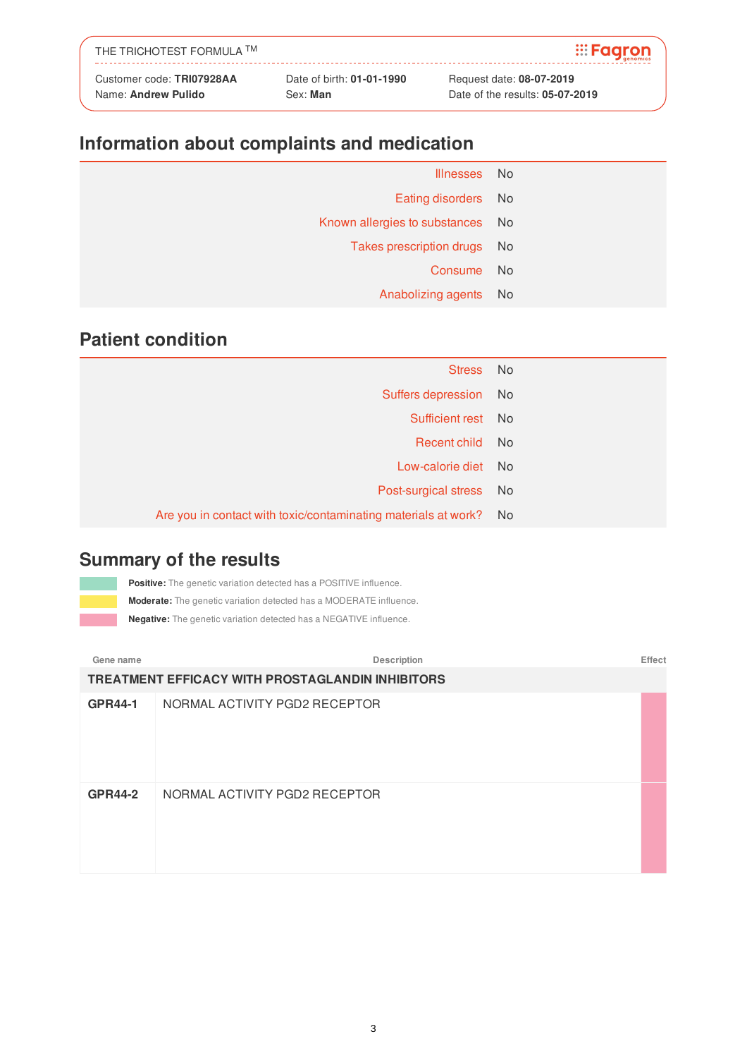THE TRICHOTEST FORMULA ™ — Fagron genomics

| Customer code: **TRI07928AA** | Date of birth: **01-01-1990** | Request date: **08-07-2019** |
|---|---|---|
| Name: **Andrew Pulido** | Sex: **Man** | Date of the results: **05-07-2019** |

## Information about complaints and medication

| | |
|---|---|
| Illnesses | No |
| Eating disorders | No |
| Known allergies to substances | No |
| Takes prescription drugs | No |
| Consume | No |
| Anabolizing agents | No |

## Patient condition

| | |
|---|---|
| Stress | No |
| Suffers depression | No |
| Sufficient rest | No |
| Recent child | No |
| Low-calorie diet | No |
| Post-surgical stress | No |
| Are you in contact with toxic/contaminating materials at work? | No |

## Summary of the results

- **Positive:** The genetic variation detected has a POSITIVE influence.
- **Moderate:** The genetic variation detected has a MODERATE influence.
- **Negative:** The genetic variation detected has a NEGATIVE influence.

| Gene name | Description | Effect |
|---|---|---|
| **TREATMENT EFFICACY WITH PROSTAGLANDIN INHIBITORS** | | |
| **GPR44-1** | NORMAL ACTIVITY PGD2 RECEPTOR | Negative |
| **GPR44-2** | NORMAL ACTIVITY PGD2 RECEPTOR | Negative |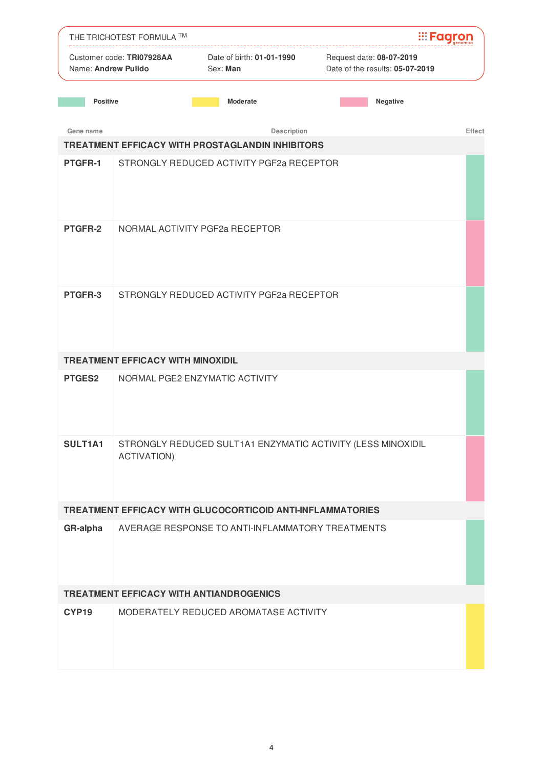THE TRICHOTEST FORMULA ™

Fagron genomics

Customer code: **TRI07928AA** Date of birth: **01-01-1990** Request date: **08-07-2019**
Name: **Andrew Pulido** Sex: **Man** Date of the results: **05-07-2019**

Legend: Positive (green) | Moderate (yellow) | Negative (pink)

| Gene name | Description | Effect |
|---|---|---|
| **TREATMENT EFFICACY WITH PROSTAGLANDIN INHIBITORS** | | |
| **PTGFR-1** | STRONGLY REDUCED ACTIVITY PGF2a RECEPTOR | Positive |
| **PTGFR-2** | NORMAL ACTIVITY PGF2a RECEPTOR | Negative |
| **PTGFR-3** | STRONGLY REDUCED ACTIVITY PGF2a RECEPTOR | Positive |
| **TREATMENT EFFICACY WITH MINOXIDIL** | | |
| **PTGES2** | NORMAL PGE2 ENZYMATIC ACTIVITY | Positive |
| **SULT1A1** | STRONGLY REDUCED SULT1A1 ENZYMATIC ACTIVITY (LESS MINOXIDIL ACTIVATION) | Negative |
| **TREATMENT EFFICACY WITH GLUCOCORTICOID ANTI-INFLAMMATORIES** | | |
| **GR-alpha** | AVERAGE RESPONSE TO ANTI-INFLAMMATORY TREATMENTS | Positive |
| **TREATMENT EFFICACY WITH ANTIANDROGENICS** | | |
| **CYP19** | MODERATELY REDUCED AROMATASE ACTIVITY | Moderate |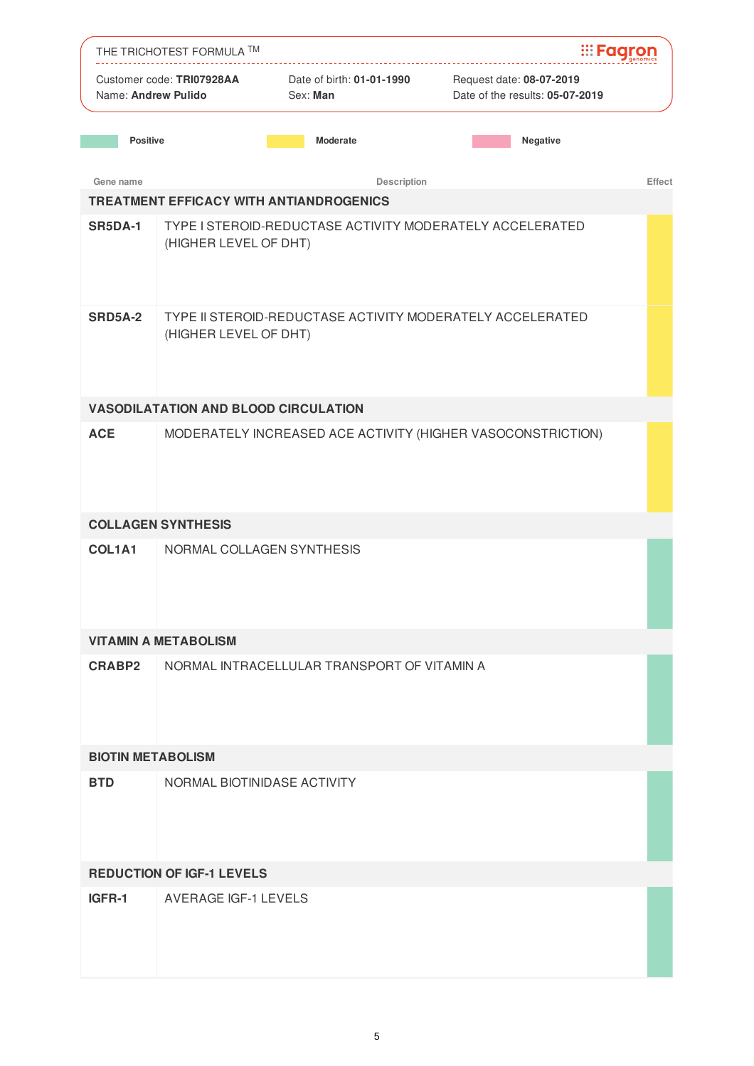THE TRICHOTEST FORMULA ™

Fagron genomics

Customer code: **TRI07928AA** | Date of birth: **01-01-1990** | Request date: **08-07-2019**
Name: **Andrew Pulido** | Sex: **Man** | Date of the results: **05-07-2019**

Legend: Positive (green) | Moderate (yellow) | Negative (pink)

| Gene name | Description | Effect |
|---|---|---|
| **TREATMENT EFFICACY WITH ANTIANDROGENICS** | | |
| **SR5DA-1** | TYPE I STEROID-REDUCTASE ACTIVITY MODERATELY ACCELERATED (HIGHER LEVEL OF DHT) | Moderate |
| **SRD5A-2** | TYPE II STEROID-REDUCTASE ACTIVITY MODERATELY ACCELERATED (HIGHER LEVEL OF DHT) | Moderate |
| **VASODILATATION AND BLOOD CIRCULATION** | | |
| **ACE** | MODERATELY INCREASED ACE ACTIVITY (HIGHER VASOCONSTRICTION) | Moderate |
| **COLLAGEN SYNTHESIS** | | |
| **COL1A1** | NORMAL COLLAGEN SYNTHESIS | Positive |
| **VITAMIN A METABOLISM** | | |
| **CRABP2** | NORMAL INTRACELLULAR TRANSPORT OF VITAMIN A | Positive |
| **BIOTIN METABOLISM** | | |
| **BTD** | NORMAL BIOTINIDASE ACTIVITY | Positive |
| **REDUCTION OF IGF-1 LEVELS** | | |
| **IGFR-1** | AVERAGE IGF-1 LEVELS | Positive |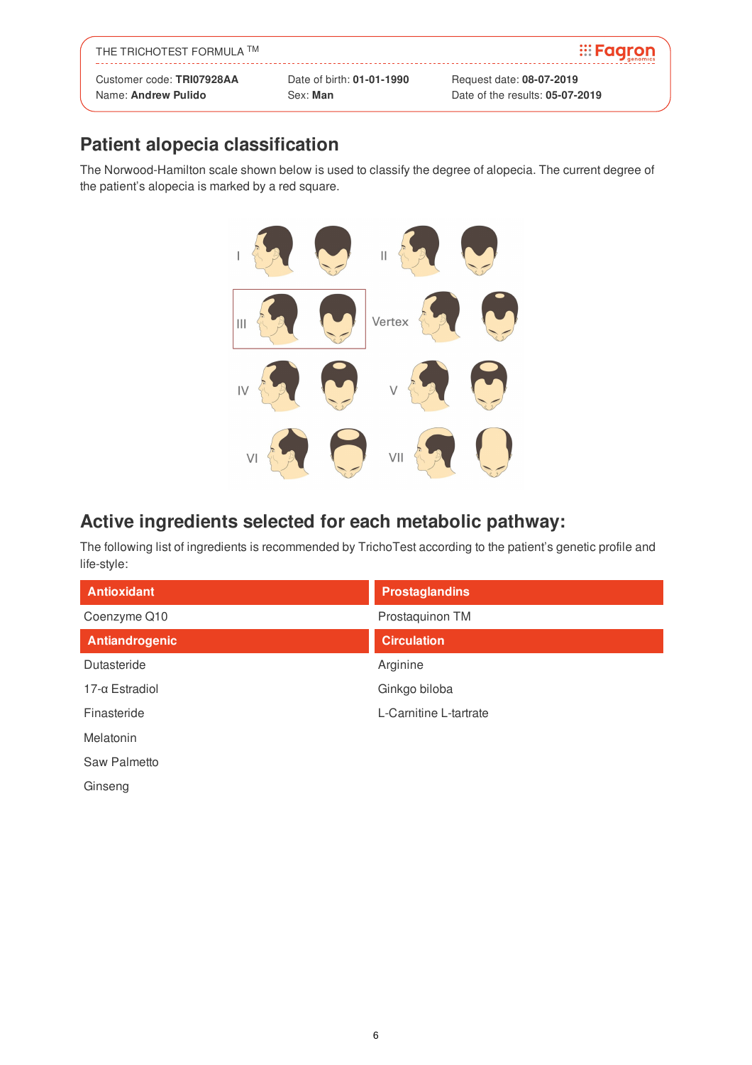THE TRICHOTEST FORMULA TM

Fagron genomics

Customer code: **TRI07928AA**
Name: **Andrew Pulido**

Date of birth: **01-01-1990**
Sex: **Man**

Request date: **08-07-2019**
Date of the results: **05-07-2019**

## Patiend alopecia classification

The Norwood-Hamilton scale shown below is used to classify the degree of alopecia. The current degree of the patient's alopecia is marked by a red square.

I II III Vertex IV V VI VII

## Active ingredients selected for each metabolic pathway:

The following list of ingredients is recommended by TrichoTest according to the patient's genetic profile and life-style:

| Antioxidant | Prostaglandins |
|---|---|
| Coenzyme Q10 | Prostaquinon TM |

| Antiandrogenic | Circulation |
|---|---|
| Dutasteride | Arginine |
| 17-α Estradiol | Ginkgo biloba |
| Finasteride | L-Carnitine L-tartrate |
| Melatonin | |
| Saw Palmetto | |
| Ginseng | |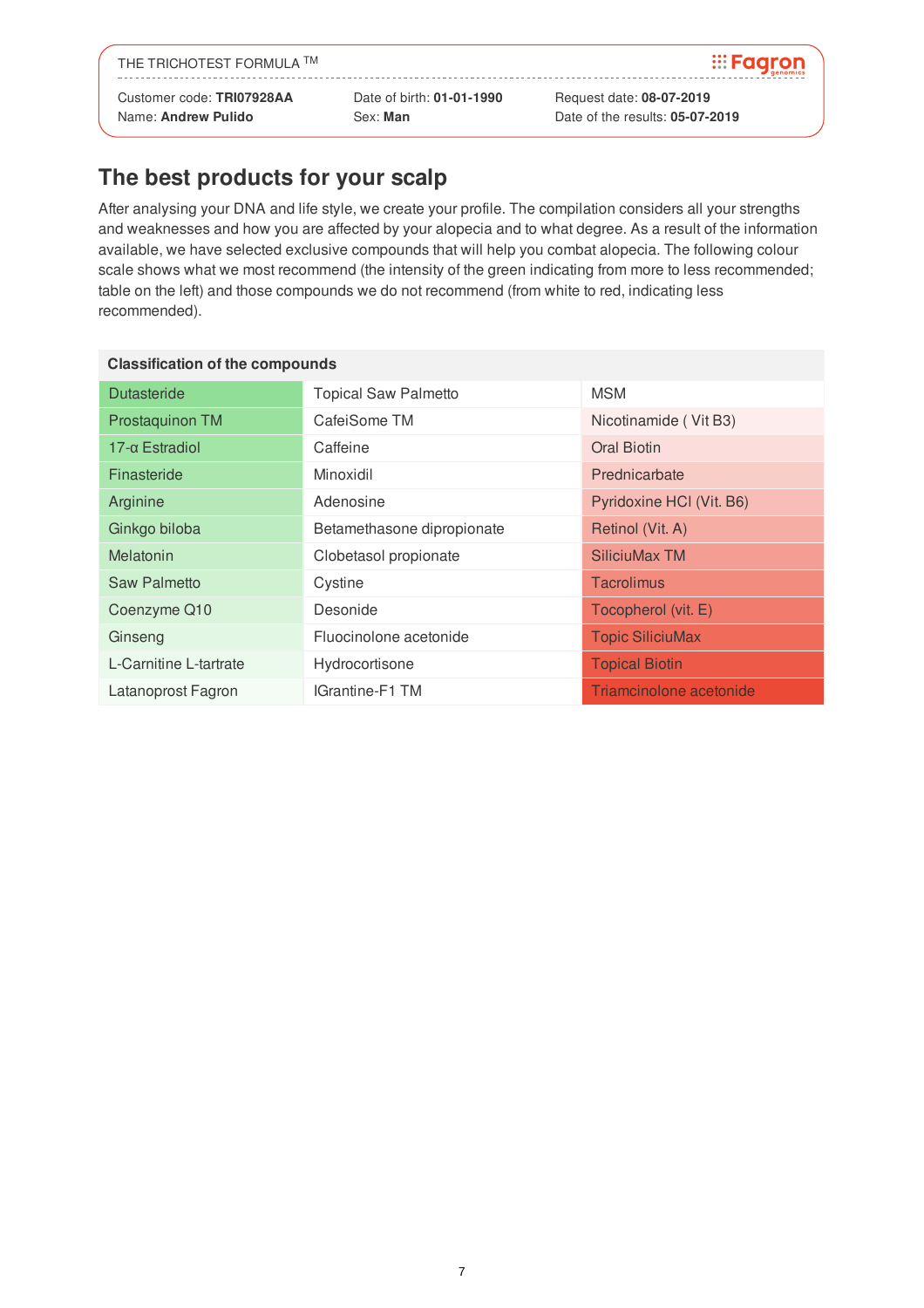THE TRICHOTEST FORMULA TM

Customer code: **TRI07928AA**
Name: **Andrew Pulido**

Date of birth: **01-01-1990**
Sex: **Man**

Request date: **08-07-2019**
Date of the results: **05-07-2019**

## The best products for your scalp

After analysing your DNA and life style, we create your profile. The compilation considers all your strengths and weaknesses and how you are affected by your alopecia and to what degree. As a result of the information available, we have selected exclusive compounds that will help you combat alopecia. The following colour scale shows what we most recommend (the intensity of the green indicating from more to less recommended; table on the left) and those compounds we do not recommend (from white to red, indicating less recommended).

| Classification of the compounds | | |
|---|---|---|
| Dutasteride | Topical Saw Palmetto | MSM |
| Prostaquinon TM | CafeiSome TM | Nicotinamide ( Vit B3) |
| 17-α Estradiol | Caffeine | Oral Biotin |
| Finasteride | Minoxidil | Prednicarbate |
| Arginine | Adenosine | Pyridoxine HCl (Vit. B6) |
| Ginkgo biloba | Betamethasone dipropionate | Retinol (Vit. A) |
| Melatonin | Clobetasol propionate | SiliciuMax TM |
| Saw Palmetto | Cystine | Tacrolimus |
| Coenzyme Q10 | Desonide | Tocopherol (vit. E) |
| Ginseng | Fluocinolone acetonide | Topic SiliciuMax |
| L-Carnitine L-tartrate | Hydrocortisone | Topical Biotin |
| Latanoprost Fagron | IGrantine-F1 TM | Triamcinolone acetonide |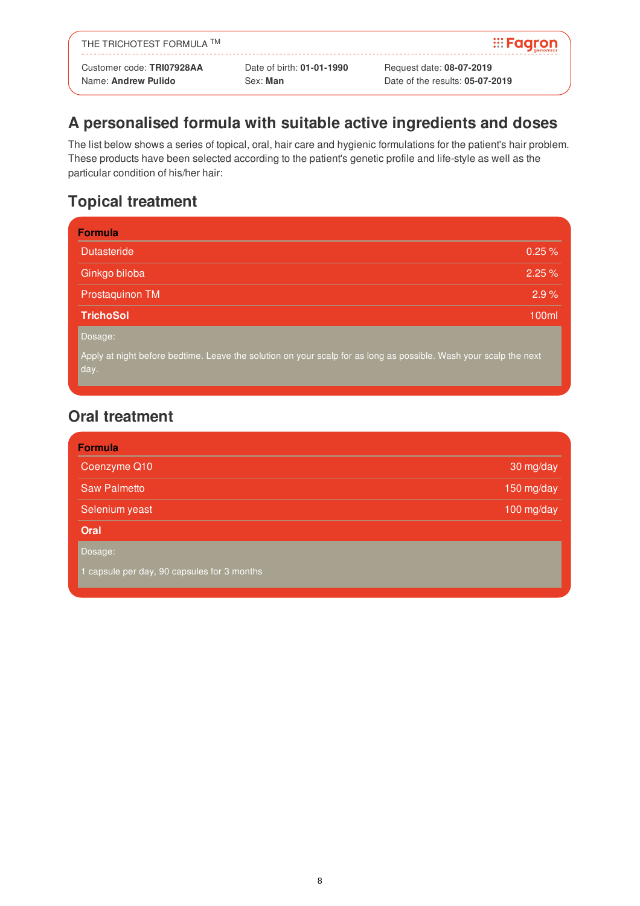THE TRICHOTEST FORMULA TM

Customer code: **TRI07928AA**
Name: **Andrew Pulido**
Date of birth: **01-01-1990**
Sex: **Man**
Request date: **08-07-2019**
Date of the results: **05-07-2019**

## A personalised formula with suitable active ingredients and doses

The list below shows a series of topical, oral, hair care and hygienic formulations for the patient's hair problem. These products have been selected according to the patient's genetic profile and life-style as well as the particular condition of his/her hair:

## Topical treatment

| Formula | |
|---|---|
| Dutasteride | 0.25 % |
| Ginkgo biloba | 2.25 % |
| Prostaquinon TM | 2.9 % |
| **TrichoSol** | 100ml |

Dosage:

Apply at night before bedtime. Leave the solution on your scalp for as long as possible. Wash your scalp the next day.

## Oral treatment

| Formula | |
|---|---|
| Coenzyme Q10 | 30 mg/day |
| Saw Palmetto | 150 mg/day |
| Selenium yeast | 100 mg/day |
| **Oral** | |

Dosage:

1 capsule per day, 90 capsules for 3 months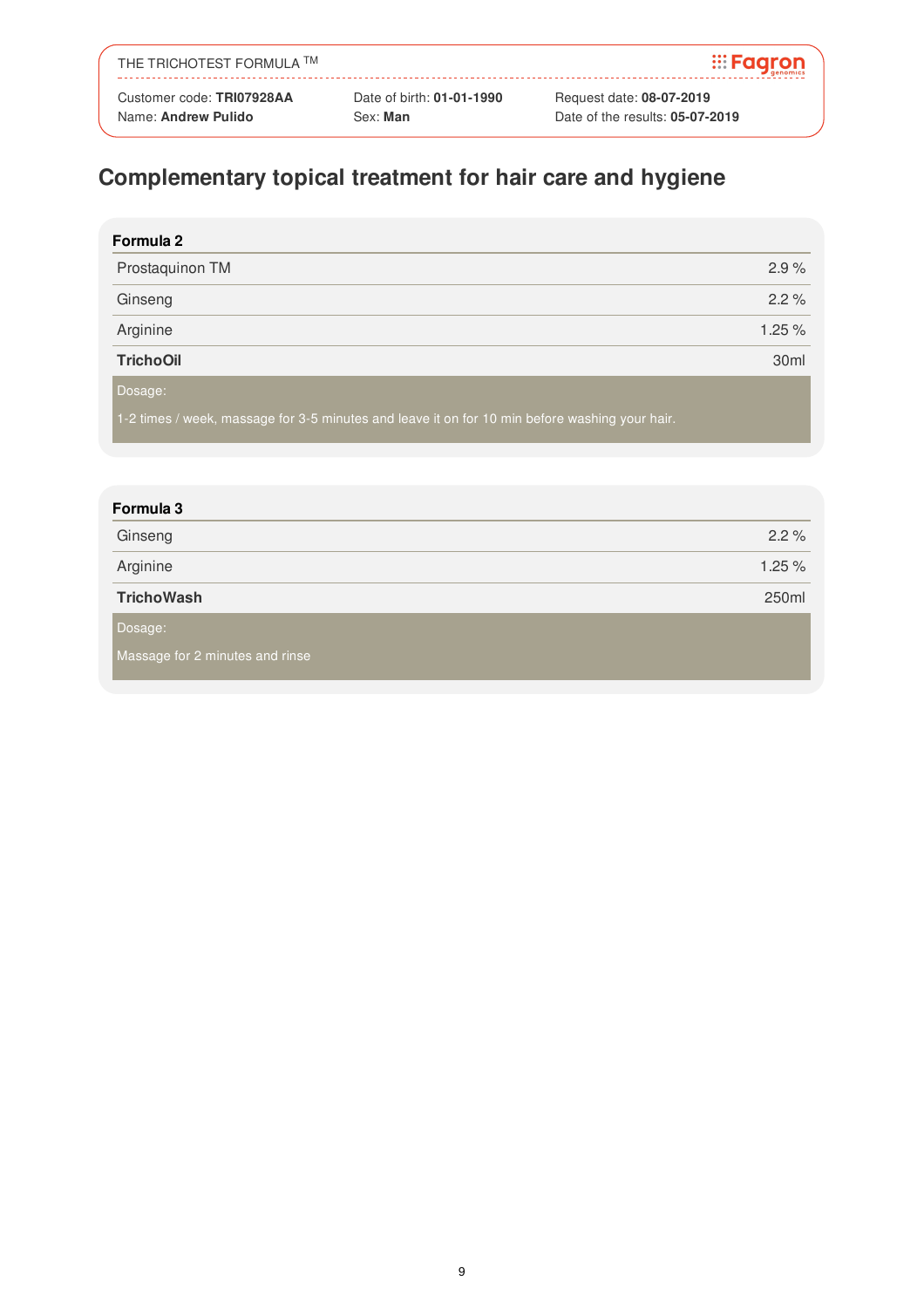## Complementary topical treatment for hair care and hygiene

| Formula 2 | |
|---|---|
| Prostaquinon TM | 2.9 % |
| Ginseng | 2.2 % |
| Arginine | 1.25 % |
| **TrichoOil** | 30ml |

Dosage:

1-2 times / week, massage for 3-5 minutes and leave it on for 10 min before washing your hair.

| Formula 3 | |
|---|---|
| Ginseng | 2.2 % |
| Arginine | 1.25 % |
| **TrichoWash** | 250ml |

Dosage:

Massage for 2 minutes and rinse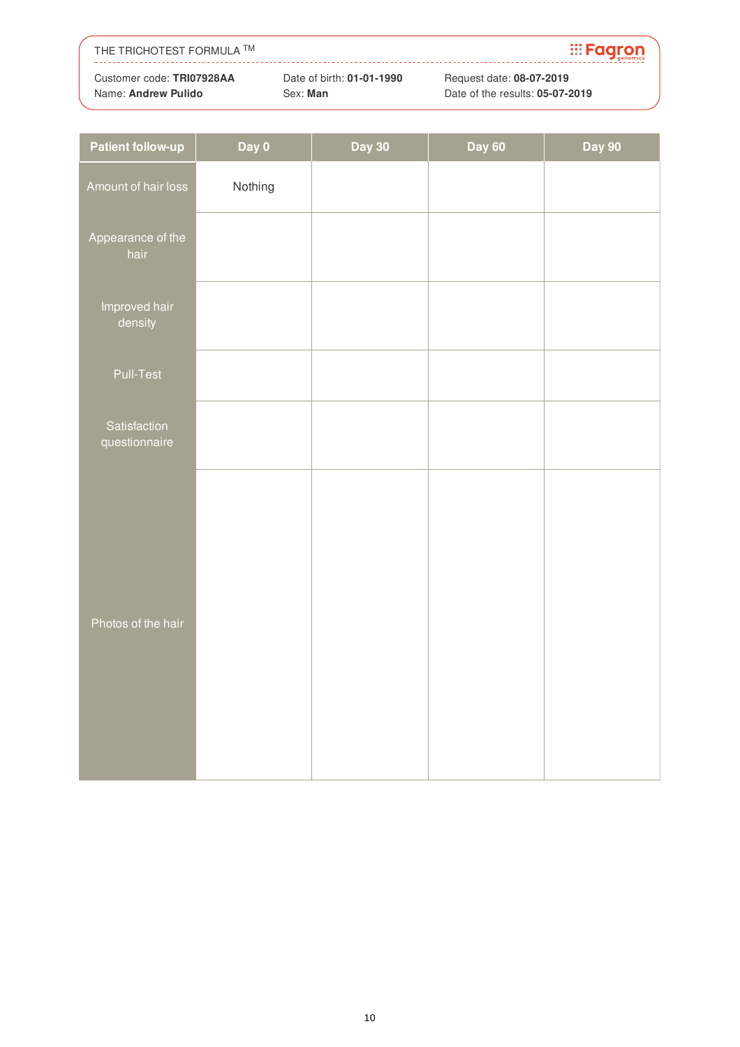THE TRICHOTEST FORMULA ™

Customer code: **TRI07928AA**
Name: **Andrew Pulido**

Date of birth: **01-01-1990**
Sex: **Man**

Request date: **08-07-2019**
Date of the results: **05-07-2019**

| Patient follow-up | Day 0 | Day 30 | Day 60 | Day 90 |
|---|---|---|---|---|
| Amount of hair loss | Nothing | | | |
| Appearance of the hair | | | | |
| Improved hair density | | | | |
| Pull-Test | | | | |
| Satisfaction questionnaire | | | | |
| Photos of the hair | | | | |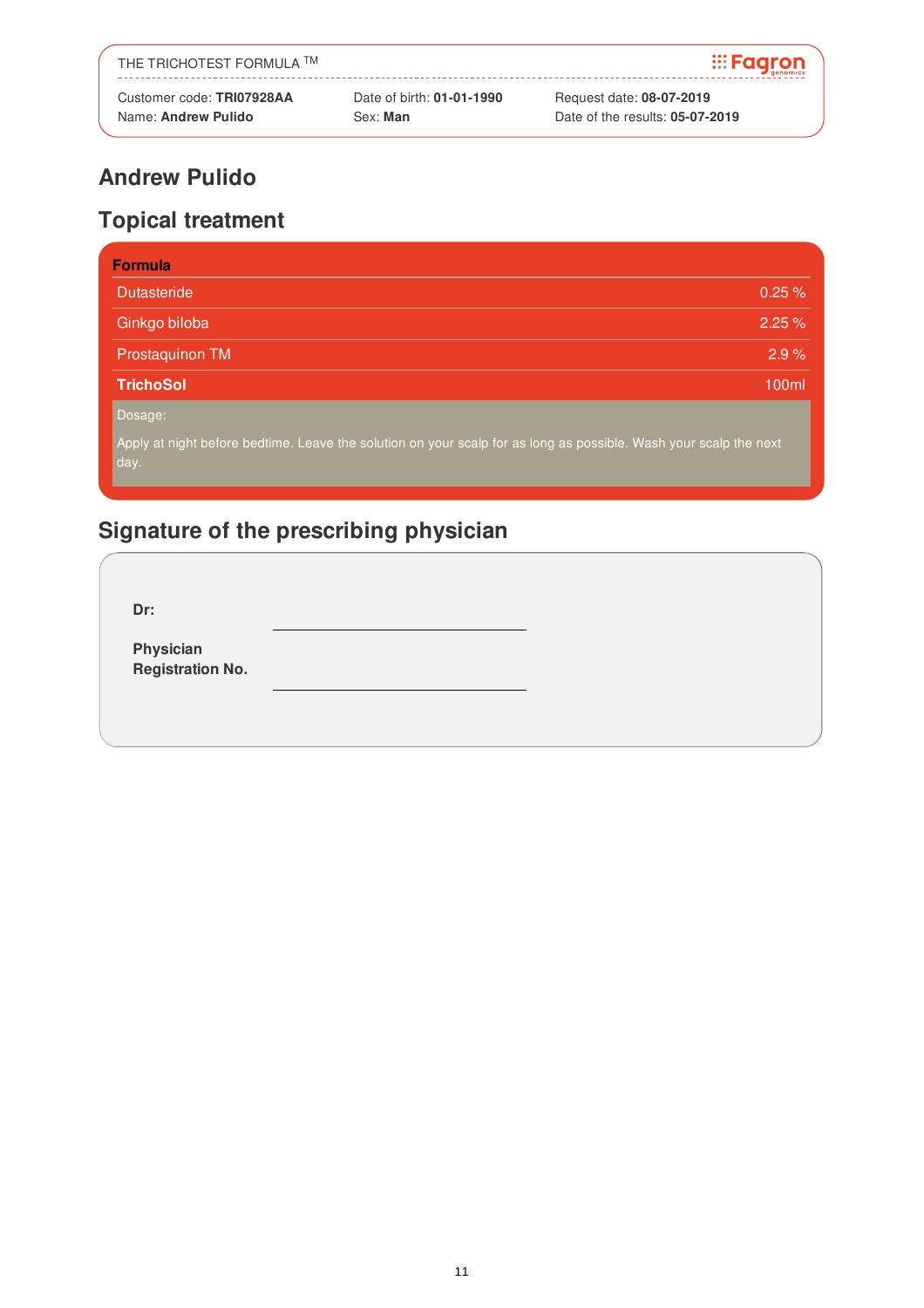THE TRICHOTEST FORMULA TM

Fagron genomics

Customer code: **TRI07928AA**
Name: **Andrew Pulido**

Date of birth: **01-01-1990**
Sex: **Man**

Request date: **08-07-2019**
Date of the results: **05-07-2019**

## Andrew Pulido

## Topical treatment

| Formula | |
|---|---|
| Dutasteride | 0.25 % |
| Ginkgo biloba | 2.25 % |
| Prostaquinon TM | 2.9 % |
| **TrichoSol** | 100ml |

Dosage:

Apply at night before bedtime. Leave the solution on your scalp for as long as possible. Wash your scalp the next day.

## Signature of the prescribing physician

**Dr:** ____________________

**Physician Registration No.** ____________________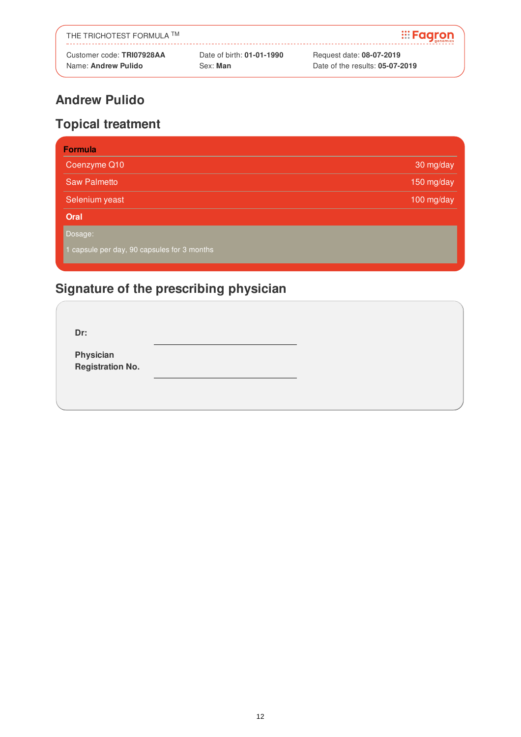THE TRICHOTEST FORMULA TM

Customer code: **TRI07928AA**
Name: **Andrew Pulido**
Date of birth: **01-01-1990**
Sex: **Man**
Request date: **08-07-2019**
Date of the results: **05-07-2019**

## Andrew Pulido

## Topical treatment

| Formula | |
|---|---|
| Coenzyme Q10 | 30 mg/day |
| Saw Palmetto | 150 mg/day |
| Selenium yeast | 100 mg/day |
| **Oral** | |

Dosage:

1 capsule per day, 90 capsules for 3 months

## Signature of the prescribing physician

**Dr:** \_\_\_\_\_\_\_\_\_\_\_\_\_\_\_\_\_\_\_\_\_\_\_\_\_\_\_\_

**Physician Registration No.** \_\_\_\_\_\_\_\_\_\_\_\_\_\_\_\_\_\_\_\_\_\_\_\_\_\_\_\_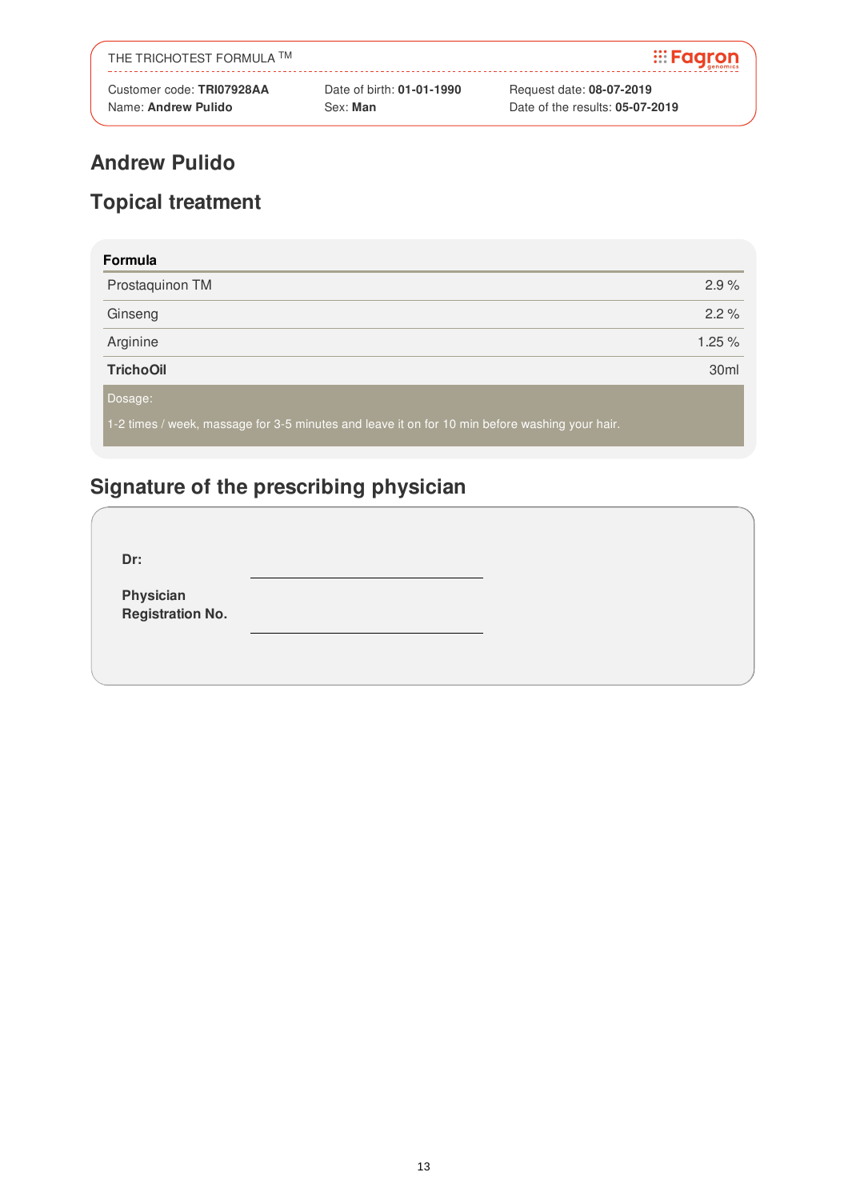THE TRICHOTEST FORMULA TM

Fagron genomics

Customer code: **TRI07928AA** | Date of birth: **01-01-1990** | Request date: **08-07-2019**
Name: **Andrew Pulido** | Sex: **Man** | Date of the results: **05-07-2019**

# Andrew Pulido

## Topical treatment

| **Formula** | |
|---|---|
| Prostaquinon TM | 2.9 % |
| Ginseng | 2.2 % |
| Arginine | 1.25 % |
| **TrichoOil** | 30ml |

Dosage:

1-2 times / week, massage for 3-5 minutes and leave it on for 10 min before washing your hair.

## Signature of the prescribing physician

**Dr:** ______________________

**Physician Registration No.** ______________________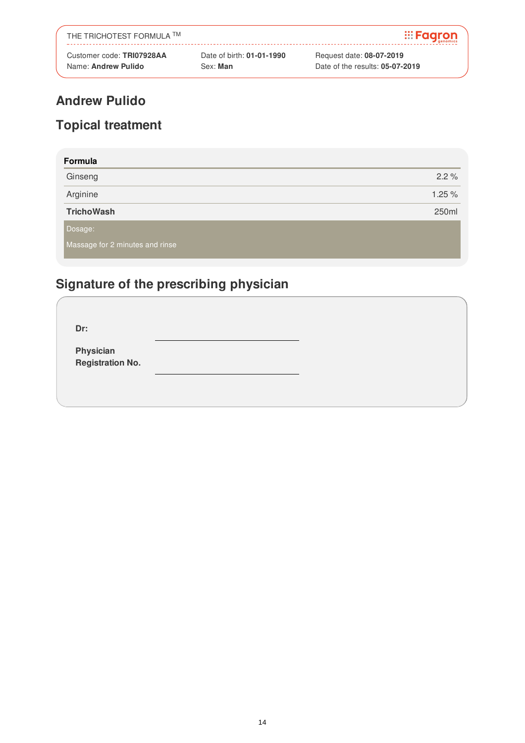THE TRICHOTEST FORMULA ™

Customer code: **TRI07928AA** | Date of birth: **01-01-1990** | Request date: **08-07-2019**
Name: **Andrew Pulido** | Sex: **Man** | Date of the results: **05-07-2019**

## Andrew Pulido

## Topical treatment

| **Formula** | |
|---|---|
| Ginseng | 2.2 % |
| Arginine | 1.25 % |
| **TrichoWash** | 250ml |

Dosage:

Massage for 2 minutes and rinse

## Signature of the prescribing physician

**Dr:** ______________________

**Physician Registration No.** ______________________